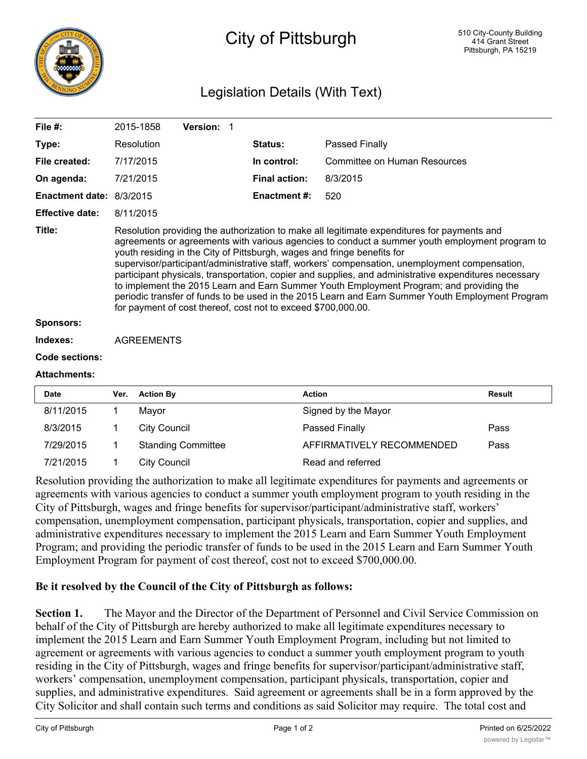# City of Pittsburgh

510 City-County Building
414 Grant Street
Pittsburgh, PA 15219

## Legislation Details (With Text)

| | | | |
|---|---|---|---|
| **File #:** | 2015-1858 **Version:** 1 | | |
| **Type:** | Resolution | **Status:** | Passed Finally |
| **File created:** | 7/17/2015 | **In control:** | Committee on Human Resources |
| **On agenda:** | 7/21/2015 | **Final action:** | 8/3/2015 |
| **Enactment date:** | 8/3/2015 | **Enactment #:** | 520 |
| **Effective date:** | 8/11/2015 | | |

**Title:** Resolution providing the authorization to make all legitimate expenditures for payments and agreements or agreements with various agencies to conduct a summer youth employment program to youth residing in the City of Pittsburgh, wages and fringe benefits for supervisor/participant/administrative staff, workers' compensation, unemployment compensation, participant physicals, transportation, copier and supplies, and administrative expenditures necessary to implement the 2015 Learn and Earn Summer Youth Employment Program; and providing the periodic transfer of funds to be used in the 2015 Learn and Earn Summer Youth Employment Program for payment of cost thereof, cost not to exceed $700,000.00.

**Sponsors:**

**Indexes:** AGREEMENTS

**Code sections:**

**Attachments:**

| Date | Ver. | Action By | Action | Result |
|---|---|---|---|---|
| 8/11/2015 | 1 | Mayor | Signed by the Mayor | |
| 8/3/2015 | 1 | City Council | Passed Finally | Pass |
| 7/29/2015 | 1 | Standing Committee | AFFIRMATIVELY RECOMMENDED | Pass |
| 7/21/2015 | 1 | City Council | Read and referred | |

Resolution providing the authorization to make all legitimate expenditures for payments and agreements or agreements with various agencies to conduct a summer youth employment program to youth residing in the City of Pittsburgh, wages and fringe benefits for supervisor/participant/administrative staff, workers' compensation, unemployment compensation, participant physicals, transportation, copier and supplies, and administrative expenditures necessary to implement the 2015 Learn and Earn Summer Youth Employment Program; and providing the periodic transfer of funds to be used in the 2015 Learn and Earn Summer Youth Employment Program for payment of cost thereof, cost not to exceed $700,000.00.

**Be it resolved by the Council of the City of Pittsburgh as follows:**

**Section 1.** The Mayor and the Director of the Department of Personnel and Civil Service Commission on behalf of the City of Pittsburgh are hereby authorized to make all legitimate expenditures necessary to implement the 2015 Learn and Earn Summer Youth Employment Program, including but not limited to agreement or agreements with various agencies to conduct a summer youth employment program to youth residing in the City of Pittsburgh, wages and fringe benefits for supervisor/participant/administrative staff, workers' compensation, unemployment compensation, participant physicals, transportation, copier and supplies, and administrative expenditures. Said agreement or agreements shall be in a form approved by the City Solicitor and shall contain such terms and conditions as said Solicitor may require. The total cost and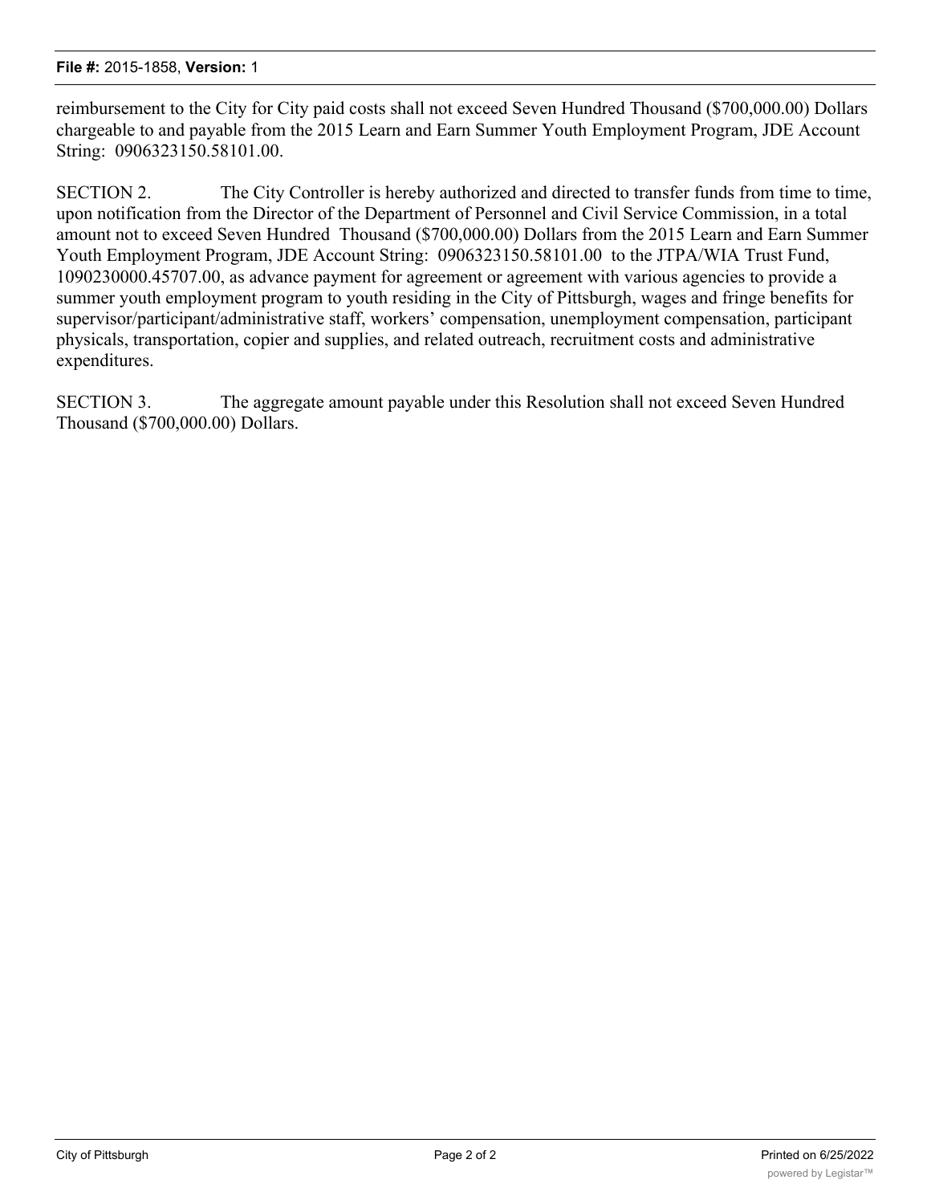reimbursement to the City for City paid costs shall not exceed Seven Hundred Thousand ($700,000.00) Dollars chargeable to and payable from the 2015 Learn and Earn Summer Youth Employment Program, JDE Account String: 0906323150.58101.00.

SECTION 2. The City Controller is hereby authorized and directed to transfer funds from time to time, upon notification from the Director of the Department of Personnel and Civil Service Commission, in a total amount not to exceed Seven Hundred Thousand ($700,000.00) Dollars from the 2015 Learn and Earn Summer Youth Employment Program, JDE Account String: 0906323150.58101.00 to the JTPA/WIA Trust Fund, 1090230000.45707.00, as advance payment for agreement or agreement with various agencies to provide a summer youth employment program to youth residing in the City of Pittsburgh, wages and fringe benefits for supervisor/participant/administrative staff, workers' compensation, unemployment compensation, participant physicals, transportation, copier and supplies, and related outreach, recruitment costs and administrative expenditures.

SECTION 3. The aggregate amount payable under this Resolution shall not exceed Seven Hundred Thousand ($700,000.00) Dollars.